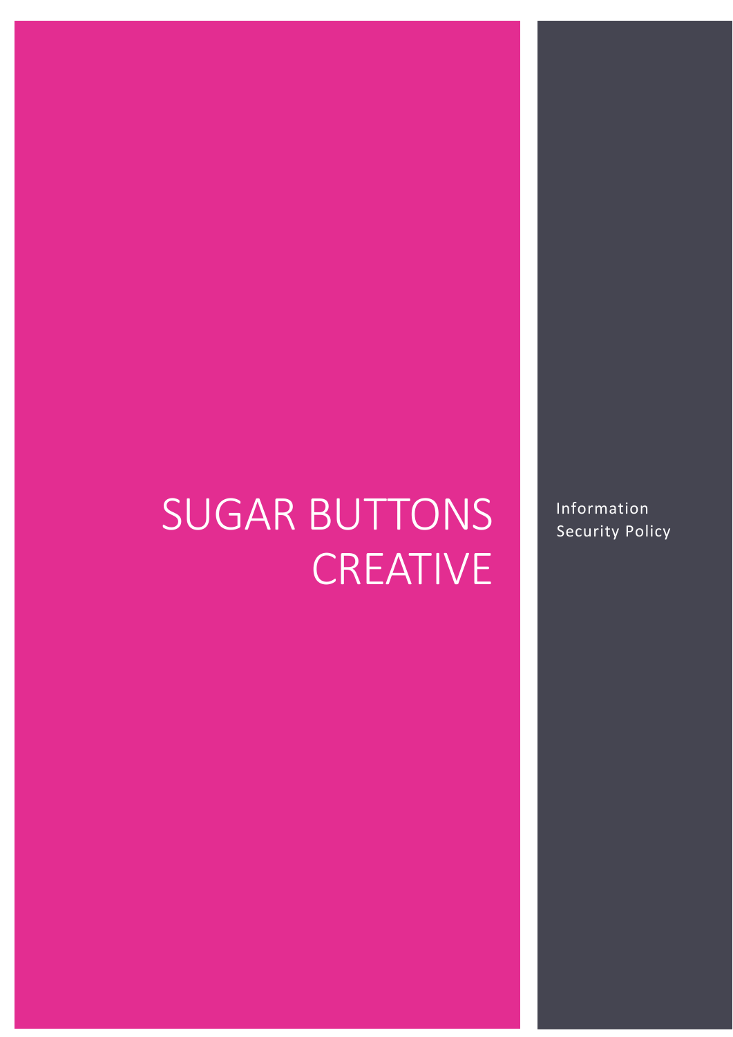# SUGAR BUTTONS CREATIVE

Information Security Policy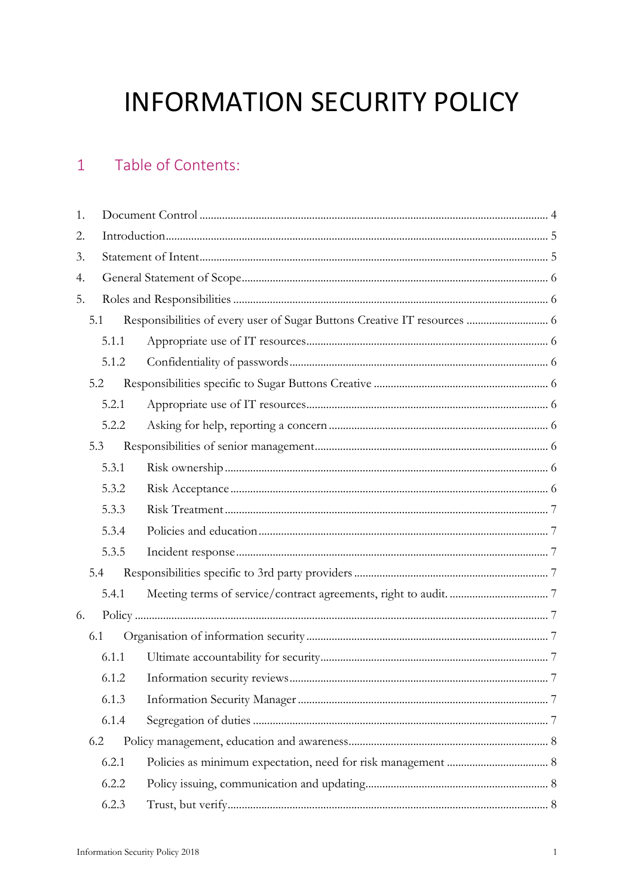# INFORMATION SECURITY POLICY

## 1 Table of Contents:

1. Document Control ..... 4
2. Introduction ..... 5
3. Statement of Intent ..... 5
4. General Statement of Scope ..... 6
5. Roles and Responsibilities ..... 6
   - 5.1 Responsibilities of every user of Sugar Buttons Creative IT resources ..... 6
     - 5.1.1 Appropriate use of IT resources ..... 6
     - 5.1.2 Confidentiality of passwords ..... 6
   - 5.2 Responsibilities specific to Sugar Buttons Creative ..... 6
     - 5.2.1 Appropriate use of IT resources ..... 6
     - 5.2.2 Asking for help, reporting a concern ..... 6
   - 5.3 Responsibilities of senior management ..... 6
     - 5.3.1 Risk ownership ..... 6
     - 5.3.2 Risk Acceptance ..... 6
     - 5.3.3 Risk Treatment ..... 7
     - 5.3.4 Policies and education ..... 7
     - 5.3.5 Incident response ..... 7
   - 5.4 Responsibilities specific to 3rd party providers ..... 7
     - 5.4.1 Meeting terms of service/contract agreements, right to audit. ..... 7
6. Policy ..... 7
   - 6.1 Organisation of information security ..... 7
     - 6.1.1 Ultimate accountability for security ..... 7
     - 6.1.2 Information security reviews ..... 7
     - 6.1.3 Information Security Manager ..... 7
     - 6.1.4 Segregation of duties ..... 7
   - 6.2 Policy management, education and awareness ..... 8
     - 6.2.1 Policies as minimum expectation, need for risk management ..... 8
     - 6.2.2 Policy issuing, communication and updating ..... 8
     - 6.2.3 Trust, but verify ..... 8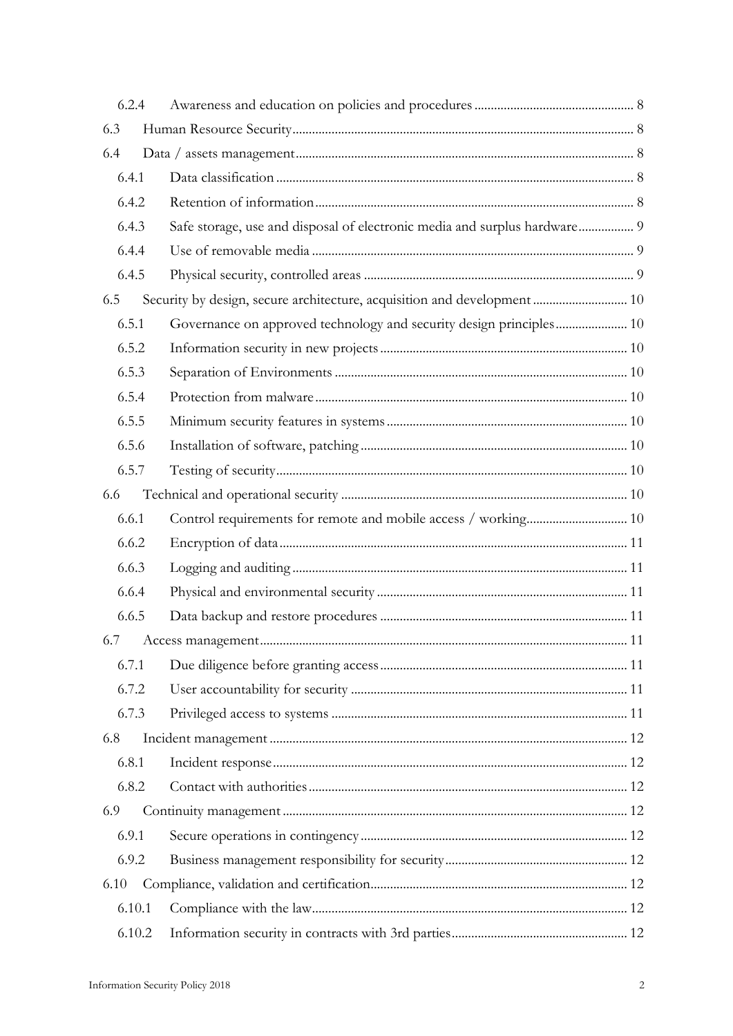- 6.2.4 Awareness and education on policies and procedures ........ 8
- 6.3 Human Resource Security ........ 8
- 6.4 Data / assets management ........ 8
  - 6.4.1 Data classification ........ 8
  - 6.4.2 Retention of information ........ 8
  - 6.4.3 Safe storage, use and disposal of electronic media and surplus hardware ........ 9
  - 6.4.4 Use of removable media ........ 9
  - 6.4.5 Physical security, controlled areas ........ 9
- 6.5 Security by design, secure architecture, acquisition and development ........ 10
  - 6.5.1 Governance on approved technology and security design principles ........ 10
  - 6.5.2 Information security in new projects ........ 10
  - 6.5.3 Separation of Environments ........ 10
  - 6.5.4 Protection from malware ........ 10
  - 6.5.5 Minimum security features in systems ........ 10
  - 6.5.6 Installation of software, patching ........ 10
  - 6.5.7 Testing of security ........ 10
- 6.6 Technical and operational security ........ 10
  - 6.6.1 Control requirements for remote and mobile access / working ........ 10
  - 6.6.2 Encryption of data ........ 11
  - 6.6.3 Logging and auditing ........ 11
  - 6.6.4 Physical and environmental security ........ 11
  - 6.6.5 Data backup and restore procedures ........ 11
- 6.7 Access management ........ 11
  - 6.7.1 Due diligence before granting access ........ 11
  - 6.7.2 User accountability for security ........ 11
  - 6.7.3 Privileged access to systems ........ 11
- 6.8 Incident management ........ 12
  - 6.8.1 Incident response ........ 12
  - 6.8.2 Contact with authorities ........ 12
- 6.9 Continuity management ........ 12
  - 6.9.1 Secure operations in contingency ........ 12
  - 6.9.2 Business management responsibility for security ........ 12
- 6.10 Compliance, validation and certification ........ 12
  - 6.10.1 Compliance with the law ........ 12
  - 6.10.2 Information security in contracts with 3rd parties ........ 12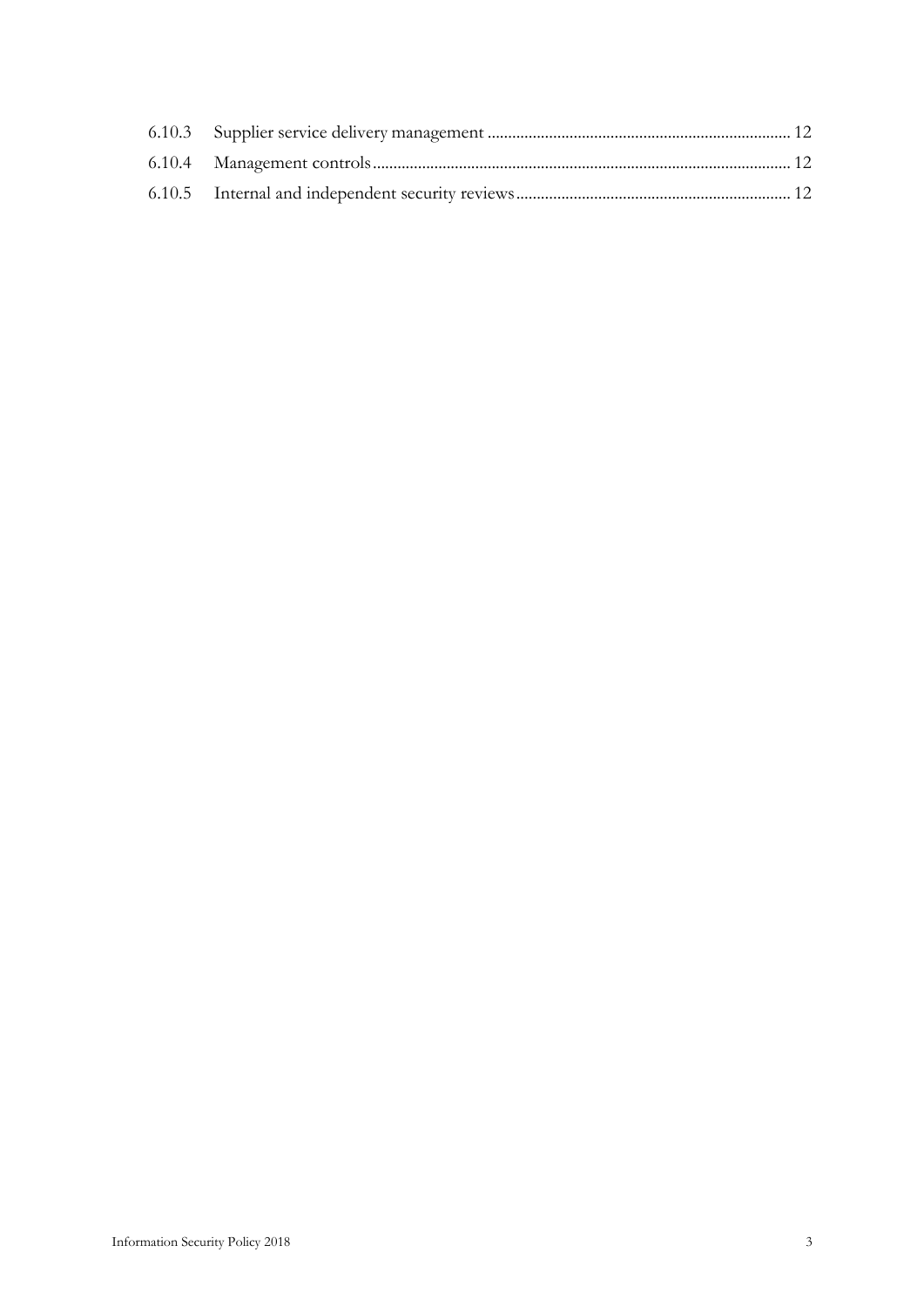6.10.3 Supplier service delivery management ........................................................................ 12

6.10.4 Management controls .................................................................................................. 12

6.10.5 Internal and independent security reviews ................................................................. 12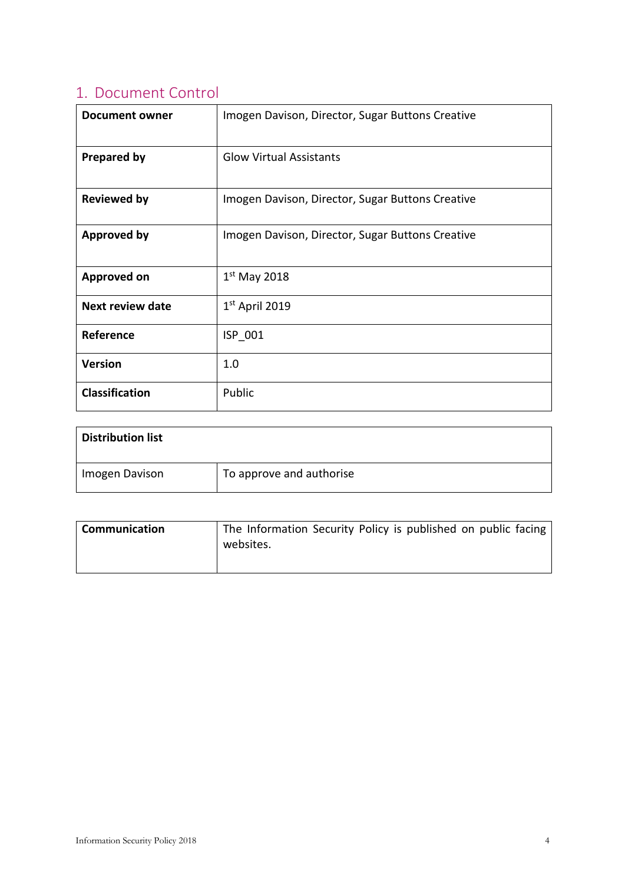## 1. Document Control

| | |
|---|---|
| **Document owner** | Imogen Davison, Director, Sugar Buttons Creative |
| **Prepared by** | Glow Virtual Assistants |
| **Reviewed by** | Imogen Davison, Director, Sugar Buttons Creative |
| **Approved by** | Imogen Davison, Director, Sugar Buttons Creative |
| **Approved on** | 1st May 2018 |
| **Next review date** | 1st April 2019 |
| **Reference** | ISP_001 |
| **Version** | 1.0 |
| **Classification** | Public |

| **Distribution list** | |
|---|---|
| Imogen Davison | To approve and authorise |

| | |
|---|---|
| **Communication** | The Information Security Policy is published on public facing websites. |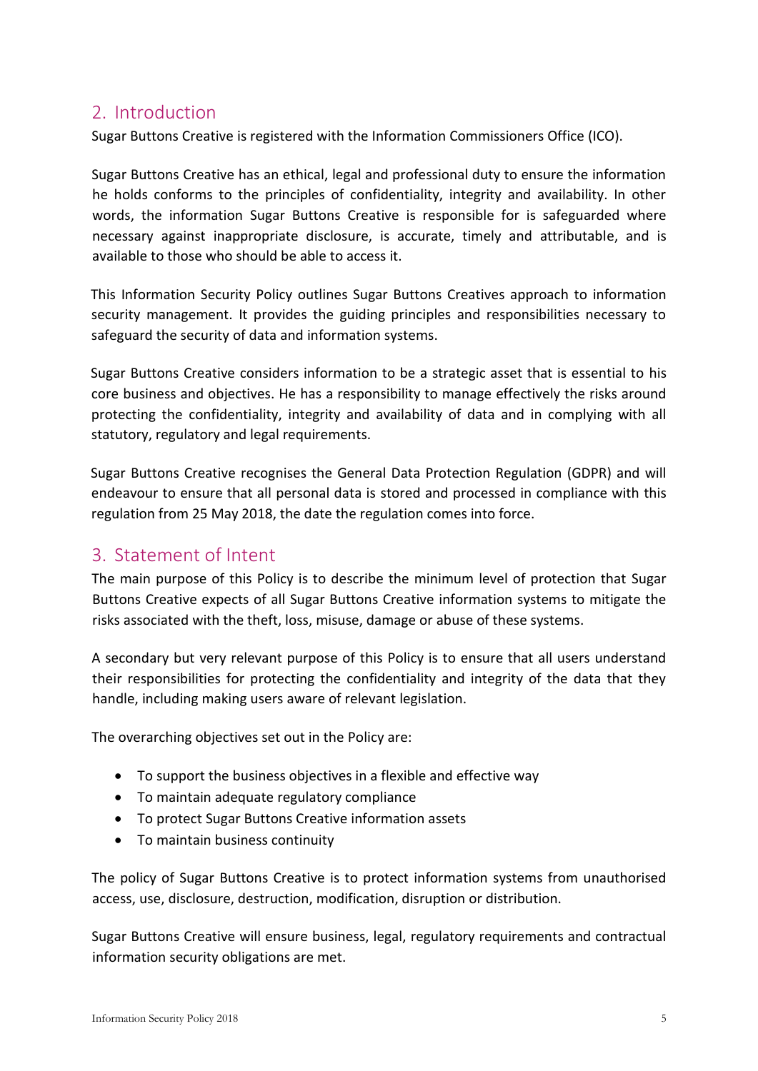## 2. Introduction

Sugar Buttons Creative is registered with the Information Commissioners Office (ICO).

Sugar Buttons Creative has an ethical, legal and professional duty to ensure the information he holds conforms to the principles of confidentiality, integrity and availability. In other words, the information Sugar Buttons Creative is responsible for is safeguarded where necessary against inappropriate disclosure, is accurate, timely and attributable, and is available to those who should be able to access it.

This Information Security Policy outlines Sugar Buttons Creatives approach to information security management. It provides the guiding principles and responsibilities necessary to safeguard the security of data and information systems.

Sugar Buttons Creative considers information to be a strategic asset that is essential to his core business and objectives. He has a responsibility to manage effectively the risks around protecting the confidentiality, integrity and availability of data and in complying with all statutory, regulatory and legal requirements.

Sugar Buttons Creative recognises the General Data Protection Regulation (GDPR) and will endeavour to ensure that all personal data is stored and processed in compliance with this regulation from 25 May 2018, the date the regulation comes into force.

## 3. Statement of Intent

The main purpose of this Policy is to describe the minimum level of protection that Sugar Buttons Creative expects of all Sugar Buttons Creative information systems to mitigate the risks associated with the theft, loss, misuse, damage or abuse of these systems.

A secondary but very relevant purpose of this Policy is to ensure that all users understand their responsibilities for protecting the confidentiality and integrity of the data that they handle, including making users aware of relevant legislation.

The overarching objectives set out in the Policy are:

- To support the business objectives in a flexible and effective way
- To maintain adequate regulatory compliance
- To protect Sugar Buttons Creative information assets
- To maintain business continuity

The policy of Sugar Buttons Creative is to protect information systems from unauthorised access, use, disclosure, destruction, modification, disruption or distribution.

Sugar Buttons Creative will ensure business, legal, regulatory requirements and contractual information security obligations are met.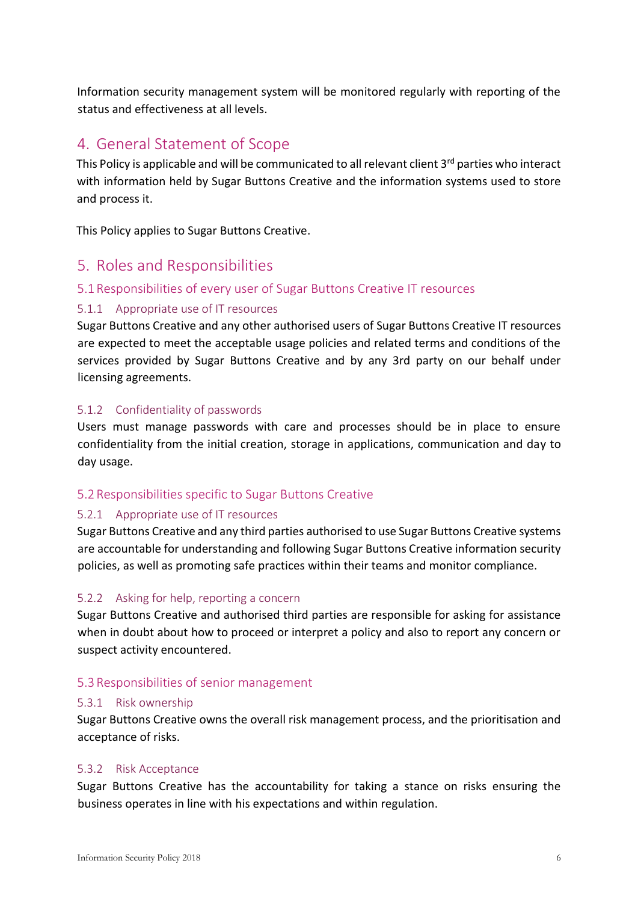Information security management system will be monitored regularly with reporting of the status and effectiveness at all levels.

## 4. General Statement of Scope

This Policy is applicable and will be communicated to all relevant client 3rd parties who interact with information held by Sugar Buttons Creative and the information systems used to store and process it.

This Policy applies to Sugar Buttons Creative.

## 5. Roles and Responsibilities

### 5.1 Responsibilities of every user of Sugar Buttons Creative IT resources

#### 5.1.1 Appropriate use of IT resources

Sugar Buttons Creative and any other authorised users of Sugar Buttons Creative IT resources are expected to meet the acceptable usage policies and related terms and conditions of the services provided by Sugar Buttons Creative and by any 3rd party on our behalf under licensing agreements.

#### 5.1.2 Confidentiality of passwords

Users must manage passwords with care and processes should be in place to ensure confidentiality from the initial creation, storage in applications, communication and day to day usage.

### 5.2 Responsibilities specific to Sugar Buttons Creative

#### 5.2.1 Appropriate use of IT resources

Sugar Buttons Creative and any third parties authorised to use Sugar Buttons Creative systems are accountable for understanding and following Sugar Buttons Creative information security policies, as well as promoting safe practices within their teams and monitor compliance.

#### 5.2.2 Asking for help, reporting a concern

Sugar Buttons Creative and authorised third parties are responsible for asking for assistance when in doubt about how to proceed or interpret a policy and also to report any concern or suspect activity encountered.

### 5.3 Responsibilities of senior management

#### 5.3.1 Risk ownership

Sugar Buttons Creative owns the overall risk management process, and the prioritisation and acceptance of risks.

#### 5.3.2 Risk Acceptance

Sugar Buttons Creative has the accountability for taking a stance on risks ensuring the business operates in line with his expectations and within regulation.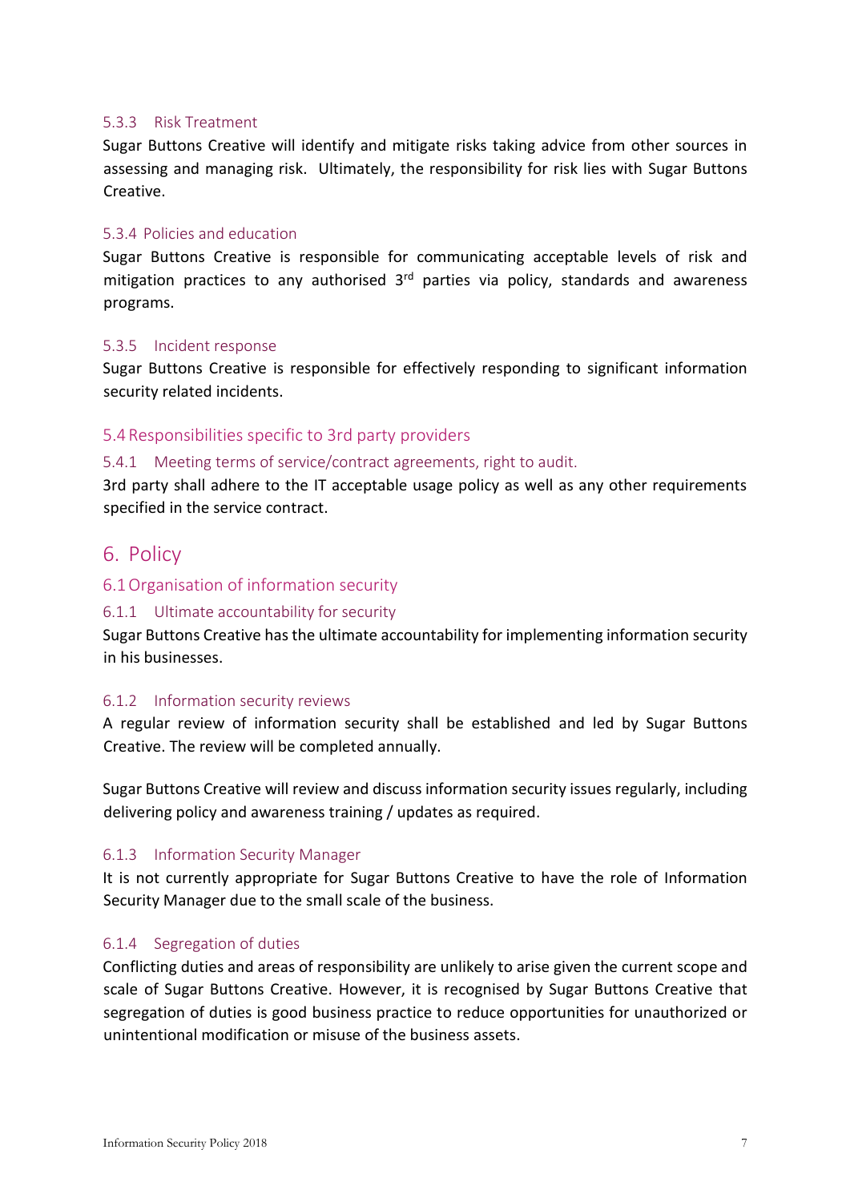#### 5.3.3 Risk Treatment

Sugar Buttons Creative will identify and mitigate risks taking advice from other sources in assessing and managing risk. Ultimately, the responsibility for risk lies with Sugar Buttons Creative.

#### 5.3.4 Policies and education

Sugar Buttons Creative is responsible for communicating acceptable levels of risk and mitigation practices to any authorised 3rd parties via policy, standards and awareness programs.

#### 5.3.5 Incident response

Sugar Buttons Creative is responsible for effectively responding to significant information security related incidents.

### 5.4 Responsibilities specific to 3rd party providers

#### 5.4.1 Meeting terms of service/contract agreements, right to audit.

3rd party shall adhere to the IT acceptable usage policy as well as any other requirements specified in the service contract.

## 6. Policy

### 6.1 Organisation of information security

#### 6.1.1 Ultimate accountability for security

Sugar Buttons Creative has the ultimate accountability for implementing information security in his businesses.

#### 6.1.2 Information security reviews

A regular review of information security shall be established and led by Sugar Buttons Creative. The review will be completed annually.

Sugar Buttons Creative will review and discuss information security issues regularly, including delivering policy and awareness training / updates as required.

#### 6.1.3 Information Security Manager

It is not currently appropriate for Sugar Buttons Creative to have the role of Information Security Manager due to the small scale of the business.

#### 6.1.4 Segregation of duties

Conflicting duties and areas of responsibility are unlikely to arise given the current scope and scale of Sugar Buttons Creative. However, it is recognised by Sugar Buttons Creative that segregation of duties is good business practice to reduce opportunities for unauthorized or unintentional modification or misuse of the business assets.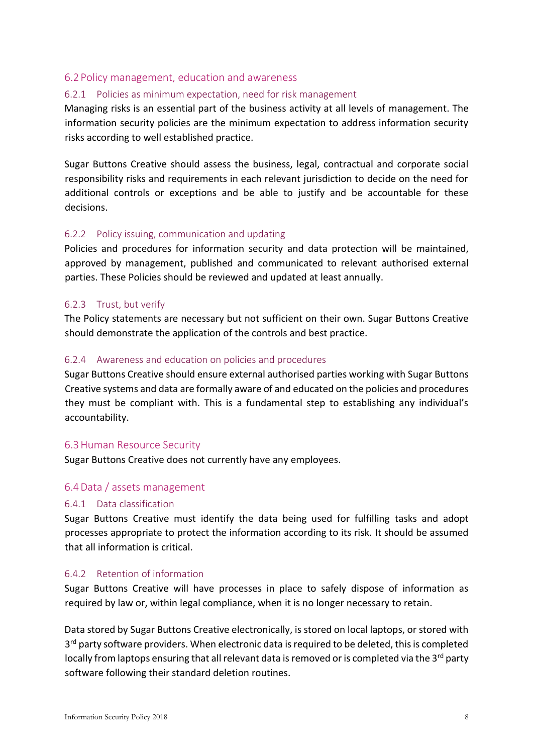## 6.2 Policy management, education and awareness

### 6.2.1 Policies as minimum expectation, need for risk management

Managing risks is an essential part of the business activity at all levels of management. The information security policies are the minimum expectation to address information security risks according to well established practice.

Sugar Buttons Creative should assess the business, legal, contractual and corporate social responsibility risks and requirements in each relevant jurisdiction to decide on the need for additional controls or exceptions and be able to justify and be accountable for these decisions.

### 6.2.2 Policy issuing, communication and updating

Policies and procedures for information security and data protection will be maintained, approved by management, published and communicated to relevant authorised external parties. These Policies should be reviewed and updated at least annually.

### 6.2.3 Trust, but verify

The Policy statements are necessary but not sufficient on their own. Sugar Buttons Creative should demonstrate the application of the controls and best practice.

### 6.2.4 Awareness and education on policies and procedures

Sugar Buttons Creative should ensure external authorised parties working with Sugar Buttons Creative systems and data are formally aware of and educated on the policies and procedures they must be compliant with. This is a fundamental step to establishing any individual's accountability.

## 6.3 Human Resource Security

Sugar Buttons Creative does not currently have any employees.

## 6.4 Data / assets management

### 6.4.1 Data classification

Sugar Buttons Creative must identify the data being used for fulfilling tasks and adopt processes appropriate to protect the information according to its risk. It should be assumed that all information is critical.

### 6.4.2 Retention of information

Sugar Buttons Creative will have processes in place to safely dispose of information as required by law or, within legal compliance, when it is no longer necessary to retain.

Data stored by Sugar Buttons Creative electronically, is stored on local laptops, or stored with 3rd party software providers. When electronic data is required to be deleted, this is completed locally from laptops ensuring that all relevant data is removed or is completed via the 3rd party software following their standard deletion routines.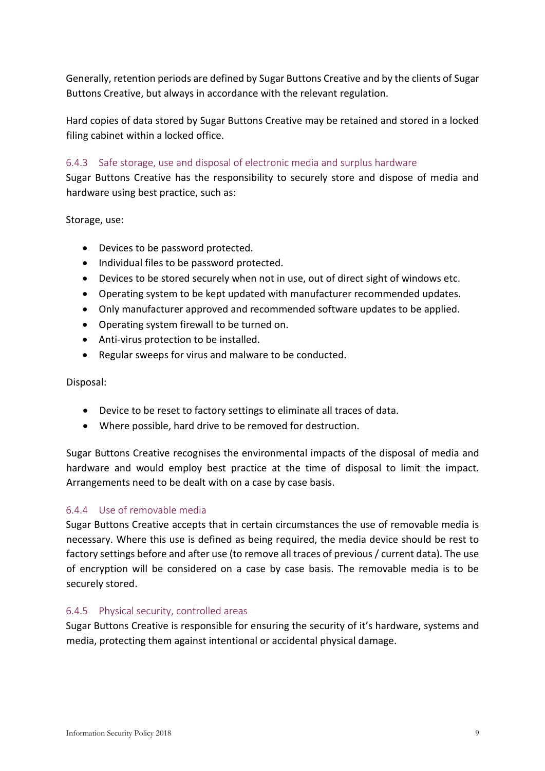Generally, retention periods are defined by Sugar Buttons Creative and by the clients of Sugar Buttons Creative, but always in accordance with the relevant regulation.

Hard copies of data stored by Sugar Buttons Creative may be retained and stored in a locked filing cabinet within a locked office.

### 6.4.3 Safe storage, use and disposal of electronic media and surplus hardware

Sugar Buttons Creative has the responsibility to securely store and dispose of media and hardware using best practice, such as:

Storage, use:

- Devices to be password protected.
- Individual files to be password protected.
- Devices to be stored securely when not in use, out of direct sight of windows etc.
- Operating system to be kept updated with manufacturer recommended updates.
- Only manufacturer approved and recommended software updates to be applied.
- Operating system firewall to be turned on.
- Anti-virus protection to be installed.
- Regular sweeps for virus and malware to be conducted.

Disposal:

- Device to be reset to factory settings to eliminate all traces of data.
- Where possible, hard drive to be removed for destruction.

Sugar Buttons Creative recognises the environmental impacts of the disposal of media and hardware and would employ best practice at the time of disposal to limit the impact. Arrangements need to be dealt with on a case by case basis.

### 6.4.4 Use of removable media

Sugar Buttons Creative accepts that in certain circumstances the use of removable media is necessary. Where this use is defined as being required, the media device should be rest to factory settings before and after use (to remove all traces of previous / current data). The use of encryption will be considered on a case by case basis. The removable media is to be securely stored.

### 6.4.5 Physical security, controlled areas

Sugar Buttons Creative is responsible for ensuring the security of it's hardware, systems and media, protecting them against intentional or accidental physical damage.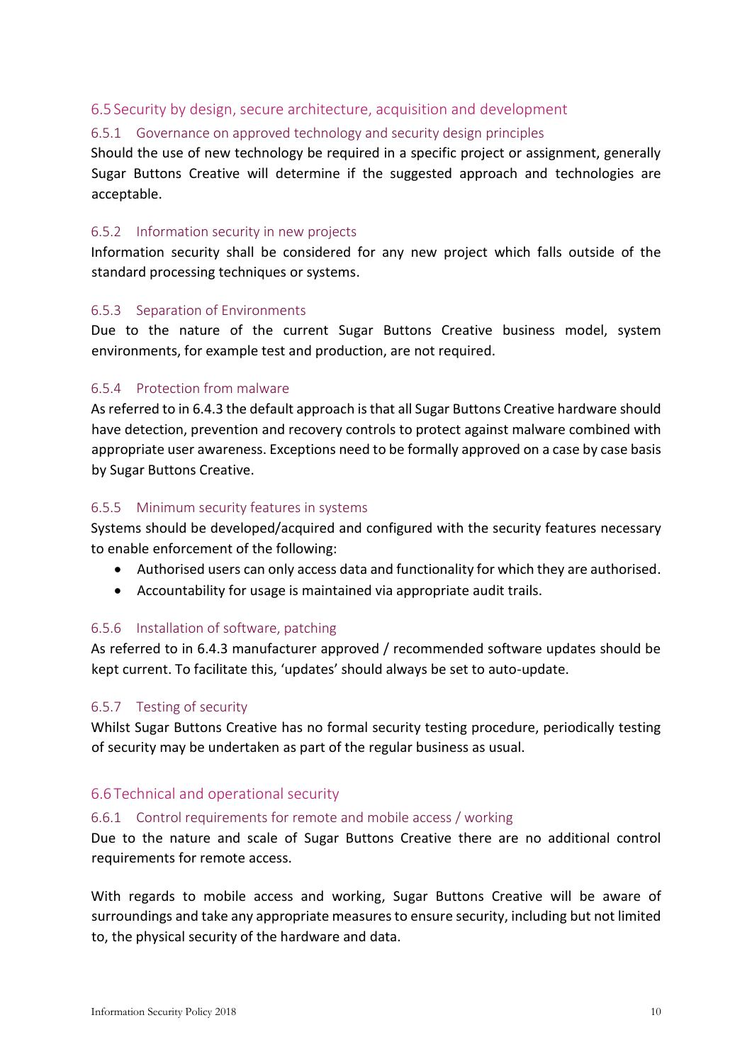## 6.5 Security by design, secure architecture, acquisition and development

### 6.5.1 Governance on approved technology and security design principles

Should the use of new technology be required in a specific project or assignment, generally Sugar Buttons Creative will determine if the suggested approach and technologies are acceptable.

### 6.5.2 Information security in new projects

Information security shall be considered for any new project which falls outside of the standard processing techniques or systems.

### 6.5.3 Separation of Environments

Due to the nature of the current Sugar Buttons Creative business model, system environments, for example test and production, are not required.

### 6.5.4 Protection from malware

As referred to in 6.4.3 the default approach is that all Sugar Buttons Creative hardware should have detection, prevention and recovery controls to protect against malware combined with appropriate user awareness. Exceptions need to be formally approved on a case by case basis by Sugar Buttons Creative.

### 6.5.5 Minimum security features in systems

Systems should be developed/acquired and configured with the security features necessary to enable enforcement of the following:

- Authorised users can only access data and functionality for which they are authorised.
- Accountability for usage is maintained via appropriate audit trails.

### 6.5.6 Installation of software, patching

As referred to in 6.4.3 manufacturer approved / recommended software updates should be kept current. To facilitate this, 'updates' should always be set to auto-update.

### 6.5.7 Testing of security

Whilst Sugar Buttons Creative has no formal security testing procedure, periodically testing of security may be undertaken as part of the regular business as usual.

## 6.6 Technical and operational security

### 6.6.1 Control requirements for remote and mobile access / working

Due to the nature and scale of Sugar Buttons Creative there are no additional control requirements for remote access.

With regards to mobile access and working, Sugar Buttons Creative will be aware of surroundings and take any appropriate measures to ensure security, including but not limited to, the physical security of the hardware and data.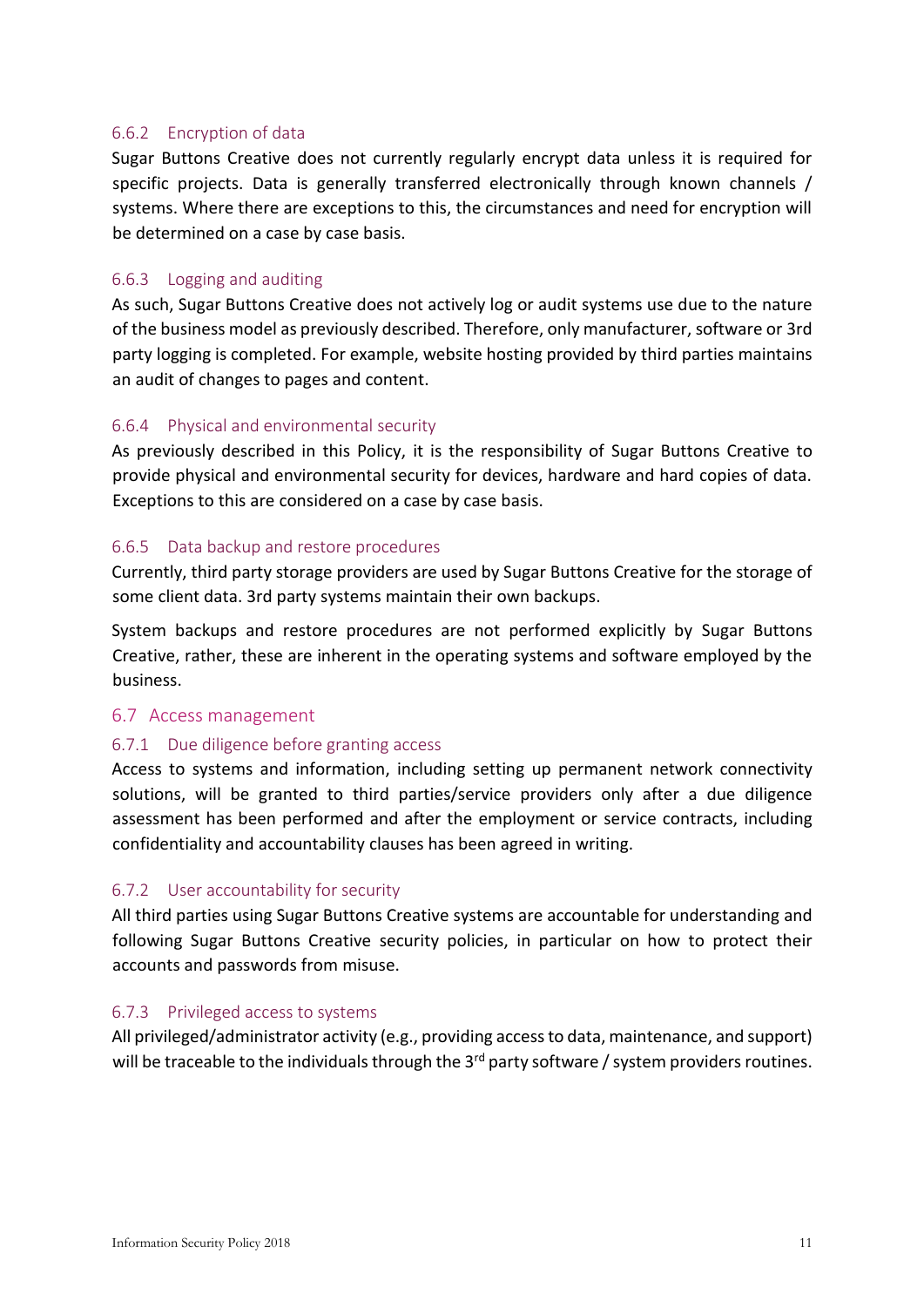### 6.6.2 Encryption of data

Sugar Buttons Creative does not currently regularly encrypt data unless it is required for specific projects. Data is generally transferred electronically through known channels / systems. Where there are exceptions to this, the circumstances and need for encryption will be determined on a case by case basis.

### 6.6.3 Logging and auditing

As such, Sugar Buttons Creative does not actively log or audit systems use due to the nature of the business model as previously described. Therefore, only manufacturer, software or 3rd party logging is completed. For example, website hosting provided by third parties maintains an audit of changes to pages and content.

### 6.6.4 Physical and environmental security

As previously described in this Policy, it is the responsibility of Sugar Buttons Creative to provide physical and environmental security for devices, hardware and hard copies of data. Exceptions to this are considered on a case by case basis.

### 6.6.5 Data backup and restore procedures

Currently, third party storage providers are used by Sugar Buttons Creative for the storage of some client data. 3rd party systems maintain their own backups.

System backups and restore procedures are not performed explicitly by Sugar Buttons Creative, rather, these are inherent in the operating systems and software employed by the business.

## 6.7 Access management

### 6.7.1 Due diligence before granting access

Access to systems and information, including setting up permanent network connectivity solutions, will be granted to third parties/service providers only after a due diligence assessment has been performed and after the employment or service contracts, including confidentiality and accountability clauses has been agreed in writing.

### 6.7.2 User accountability for security

All third parties using Sugar Buttons Creative systems are accountable for understanding and following Sugar Buttons Creative security policies, in particular on how to protect their accounts and passwords from misuse.

### 6.7.3 Privileged access to systems

All privileged/administrator activity (e.g., providing access to data, maintenance, and support) will be traceable to the individuals through the 3rd party software / system providers routines.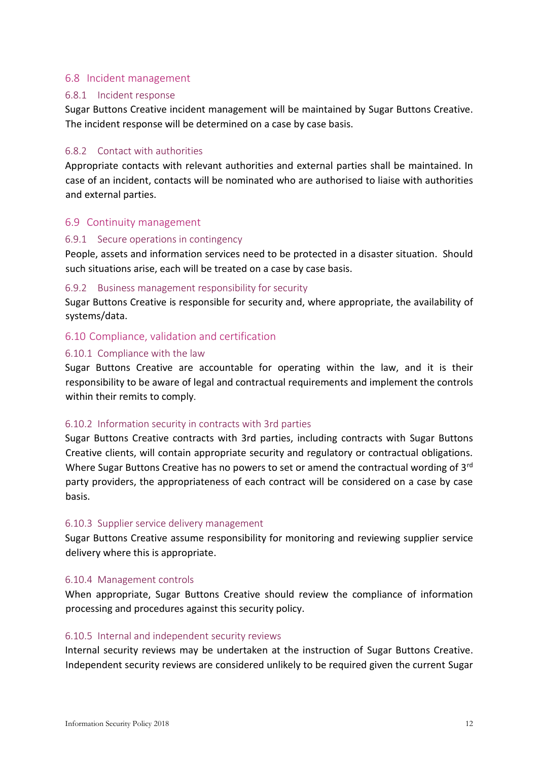## 6.8 Incident management

### 6.8.1 Incident response

Sugar Buttons Creative incident management will be maintained by Sugar Buttons Creative. The incident response will be determined on a case by case basis.

### 6.8.2 Contact with authorities

Appropriate contacts with relevant authorities and external parties shall be maintained. In case of an incident, contacts will be nominated who are authorised to liaise with authorities and external parties.

## 6.9 Continuity management

### 6.9.1 Secure operations in contingency

People, assets and information services need to be protected in a disaster situation. Should such situations arise, each will be treated on a case by case basis.

### 6.9.2 Business management responsibility for security

Sugar Buttons Creative is responsible for security and, where appropriate, the availability of systems/data.

## 6.10 Compliance, validation and certification

### 6.10.1 Compliance with the law

Sugar Buttons Creative are accountable for operating within the law, and it is their responsibility to be aware of legal and contractual requirements and implement the controls within their remits to comply.

### 6.10.2 Information security in contracts with 3rd parties

Sugar Buttons Creative contracts with 3rd parties, including contracts with Sugar Buttons Creative clients, will contain appropriate security and regulatory or contractual obligations. Where Sugar Buttons Creative has no powers to set or amend the contractual wording of 3rd party providers, the appropriateness of each contract will be considered on a case by case basis.

### 6.10.3 Supplier service delivery management

Sugar Buttons Creative assume responsibility for monitoring and reviewing supplier service delivery where this is appropriate.

### 6.10.4 Management controls

When appropriate, Sugar Buttons Creative should review the compliance of information processing and procedures against this security policy.

### 6.10.5 Internal and independent security reviews

Internal security reviews may be undertaken at the instruction of Sugar Buttons Creative. Independent security reviews are considered unlikely to be required given the current Sugar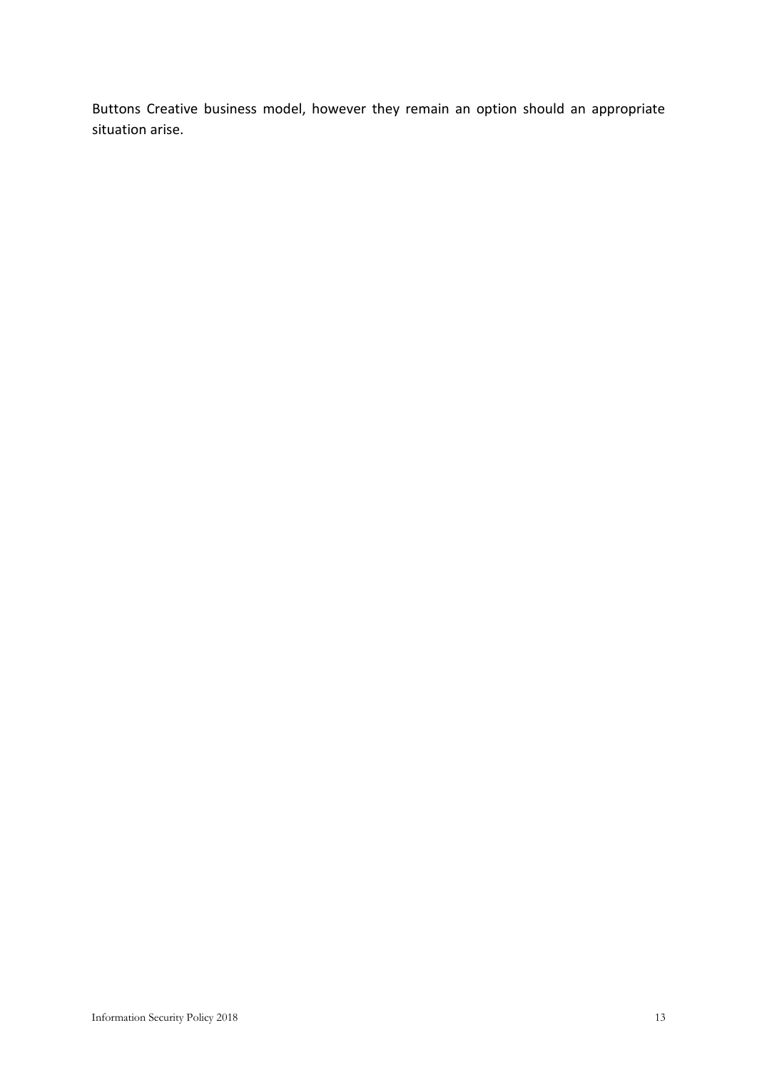Buttons Creative business model, however they remain an option should an appropriate situation arise.